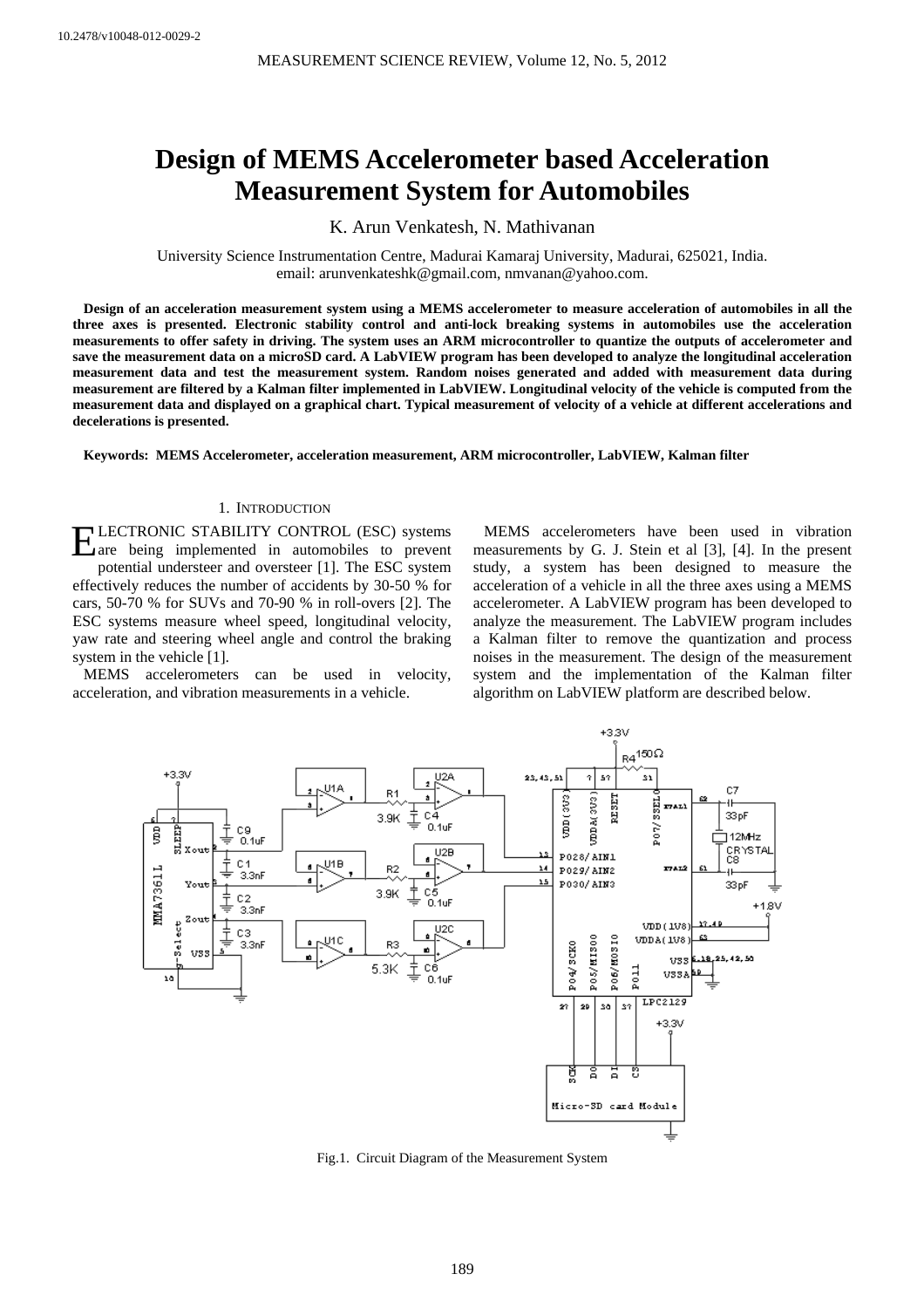10.2478/v10048-012-0029-2

# Design of MEMS Accelerometer based Acceleration Measurement System for Automobiles

K. Arun Venkatesh, N. Mathivanan

University Science Instrumentation Centre, Madurai Kamaraj University, Madurai, 625021, India.
email: arunvenkateshk@gmail.com, nmvanan@yahoo.com.

**Design of an acceleration measurement system using a MEMS accelerometer to measure acceleration of automobiles in all the three axes is presented. Electronic stability control and anti-lock breaking systems in automobiles use the acceleration measurements to offer safety in driving. The system uses an ARM microcontroller to quantize the outputs of accelerometer and save the measurement data on a microSD card. A LabVIEW program has been developed to analyze the longitudinal acceleration measurement data and test the measurement system. Random noises generated and added with measurement data during measurement are filtered by a Kalman filter implemented in LabVIEW. Longitudinal velocity of the vehicle is computed from the measurement data and displayed on a graphical chart. Typical measurement of velocity of a vehicle at different accelerations and decelerations is presented.**

**Keywords: MEMS Accelerometer, acceleration measurement, ARM microcontroller, LabVIEW, Kalman filter**

## 1. Introduction

ELECTRONIC STABILITY CONTROL (ESC) systems are being implemented in automobiles to prevent potential understeer and oversteer [1]. The ESC system effectively reduces the number of accidents by 30-50 % for cars, 50-70 % for SUVs and 70-90 % in roll-overs [2]. The ESC systems measure wheel speed, longitudinal velocity, yaw rate and steering wheel angle and control the braking system in the vehicle [1].

MEMS accelerometers can be used in velocity, acceleration, and vibration measurements in a vehicle.

MEMS accelerometers have been used in vibration measurements by G. J. Stein et al [3], [4]. In the present study, a system has been designed to measure the acceleration of a vehicle in all the three axes using a MEMS accelerometer. A LabVIEW program has been developed to analyze the measurement. The LabVIEW program includes a Kalman filter to remove the quantization and process noises in the measurement. The design of the measurement system and the implementation of the Kalman filter algorithm on LabVIEW platform are described below.

Fig.1. Circuit Diagram of the Measurement System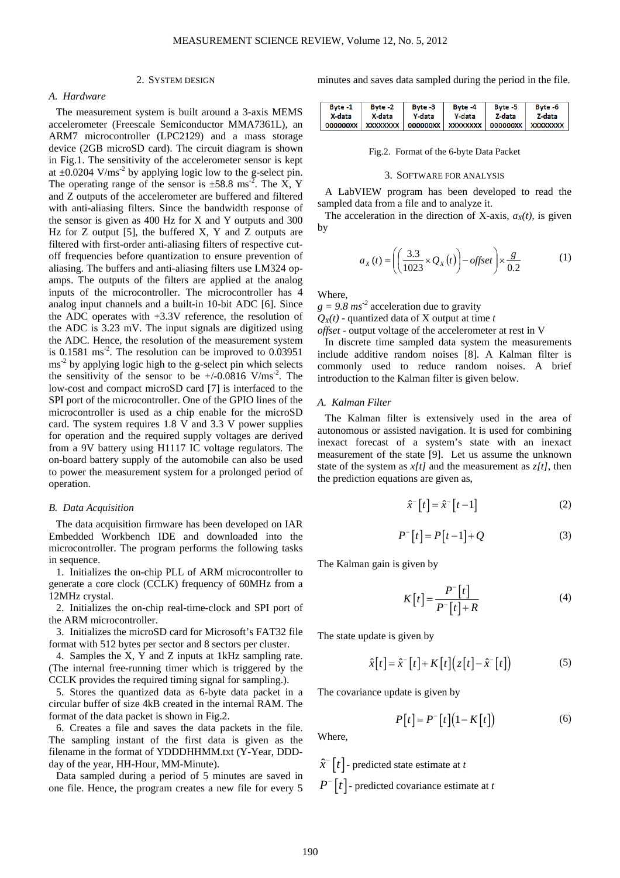## 2. SYSTEM DESIGN

### A. Hardware

The measurement system is built around a 3-axis MEMS accelerometer (Freescale Semiconductor MMA7361L), an ARM7 microcontroller (LPC2129) and a mass storage device (2GB microSD card). The circuit diagram is shown in Fig.1. The sensitivity of the accelerometer sensor is kept at ±0.0204 V/ms$^{-2}$ by applying logic low to the g-select pin. The operating range of the sensor is ±58.8 ms$^{-2}$. The X, Y and Z outputs of the accelerometer are buffered and filtered with anti-aliasing filters. Since the bandwidth response of the sensor is given as 400 Hz for X and Y outputs and 300 Hz for Z output [5], the buffered X, Y and Z outputs are filtered with first-order anti-aliasing filters of respective cut-off frequencies before quantization to ensure prevention of aliasing. The buffers and anti-aliasing filters use LM324 op-amps. The outputs of the filters are applied at the analog inputs of the microcontroller. The microcontroller has 4 analog input channels and a built-in 10-bit ADC [6]. Since the ADC operates with +3.3V reference, the resolution of the ADC is 3.23 mV. The input signals are digitized using the ADC. Hence, the resolution of the measurement system is 0.1581 ms$^{-2}$. The resolution can be improved to 0.03951 ms$^{-2}$ by applying logic high to the g-select pin which selects the sensitivity of the sensor to be +/-0.0816 V/ms$^{-2}$. The low-cost and compact microSD card [7] is interfaced to the SPI port of the microcontroller. One of the GPIO lines of the microcontroller is used as a chip enable for the microSD card. The system requires 1.8 V and 3.3 V power supplies for operation and the required supply voltages are derived from a 9V battery using H1117 IC voltage regulators. The on-board battery supply of the automobile can also be used to power the measurement system for a prolonged period of operation.

### B. Data Acquisition

The data acquisition firmware has been developed on IAR Embedded Workbench IDE and downloaded into the microcontroller. The program performs the following tasks in sequence.

1. Initializes the on-chip PLL of ARM microcontroller to generate a core clock (CCLK) frequency of 60MHz from a 12MHz crystal.
2. Initializes the on-chip real-time-clock and SPI port of the ARM microcontroller.
3. Initializes the microSD card for Microsoft's FAT32 file format with 512 bytes per sector and 8 sectors per cluster.
4. Samples the X, Y and Z inputs at 1kHz sampling rate. (The internal free-running timer which is triggered by the CCLK provides the required timing signal for sampling.).
5. Stores the quantized data as 6-byte data packet in a circular buffer of size 4kB created in the internal RAM. The format of the data packet is shown in Fig.2.
6. Creates a file and saves the data packets in the file. The sampling instant of the first data is given as the filename in the format of YDDDHHMM.txt (Y-Year, DDD-day of the year, HH-Hour, MM-Minute).

Data sampled during a period of 5 minutes are saved in one file. Hence, the program creates a new file for every 5 minutes and saves data sampled during the period in the file.

| Byte -1 X-data | Byte -2 X-data | Byte -3 Y-data | Byte -4 Y-data | Byte -5 Z-data | Byte -6 Z-data |
|---|---|---|---|---|---|
| 000000XX | XXXXXXXX | 000000XX | XXXXXXXX | 000000XX | XXXXXXXX |

Fig.2. Format of the 6-byte Data Packet

## 3. SOFTWARE FOR ANALYSIS

A LabVIEW program has been developed to read the sampled data from a file and to analyze it.

The acceleration in the direction of X-axis, $a_X(t)$, is given by

$$a_X(t) = \left( \left( \frac{3.3}{1023} \times Q_X(t) \right) - offset \right) \times \frac{g}{0.2} \tag{1}$$

Where,

$g = 9.8\ ms^{-2}$ acceleration due to gravity

$Q_X(t)$ - quantized data of X output at time $t$

*offset* - output voltage of the accelerometer at rest in V

In discrete time sampled data system the measurements include additive random noises [8]. A Kalman filter is commonly used to reduce random noises. A brief introduction to the Kalman filter is given below.

### A. Kalman Filter

The Kalman filter is extensively used in the area of autonomous or assisted navigation. It is used for combining inexact forecast of a system's state with an inexact measurement of the state [9]. Let us assume the unknown state of the system as $x[t]$ and the measurement as $z[t]$, then the prediction equations are given as,

$$\hat{x}^{-}[t] = \hat{x}^{-}[t-1] \tag{2}$$

$$P^{-}[t] = P[t-1] + Q \tag{3}$$

The Kalman gain is given by

$$K[t] = \frac{P^{-}[t]}{P^{-}[t] + R} \tag{4}$$

The state update is given by

$$\hat{x}[t] = \hat{x}^{-}[t] + K[t]\left(z[t] - \hat{x}^{-}[t]\right) \tag{5}$$

The covariance update is given by

$$P[t] = P^{-}[t]\left(1 - K[t]\right) \tag{6}$$

Where,

$\hat{x}^{-}[t]$ - predicted state estimate at $t$

$P^{-}[t]$ - predicted covariance estimate at $t$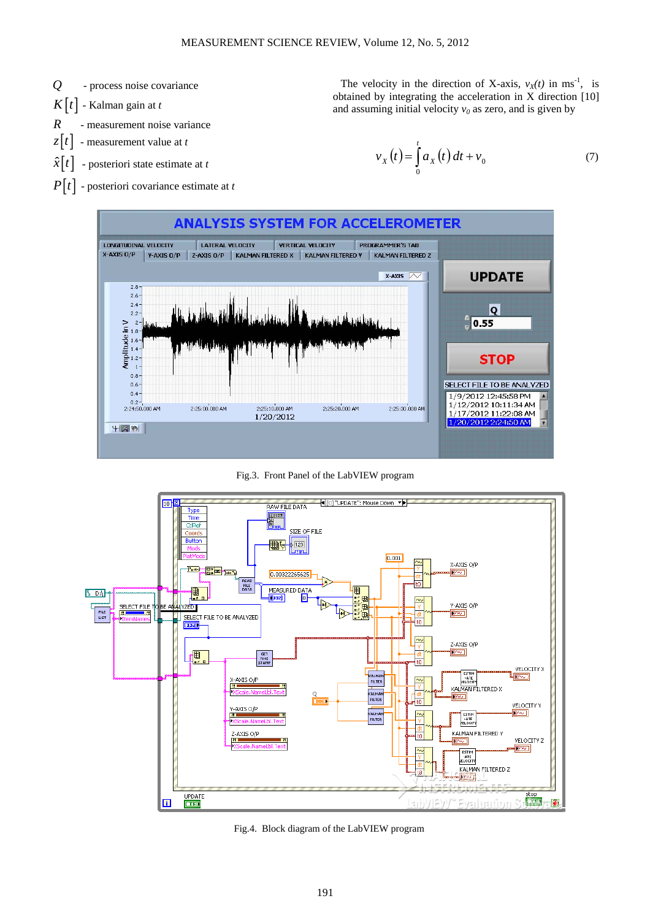$Q$ - process noise covariance

$K[t]$ - Kalman gain at $t$

$R$ - measurement noise variance

$z[t]$ - measurement value at $t$

$\hat{x}[t]$ - posteriori state estimate at $t$

$P[t]$ - posteriori covariance estimate at $t$

The velocity in the direction of X-axis, $v_X(t)$ in ms$^{-1}$, is obtained by integrating the acceleration in X direction [10] and assuming initial velocity $v_0$ as zero, and is given by

$$v_X(t) = \int_0^t a_X(t)\,dt + v_0 \tag{7}$$

Fig.3. Front Panel of the LabVIEW program

Fig.4. Block diagram of the LabVIEW program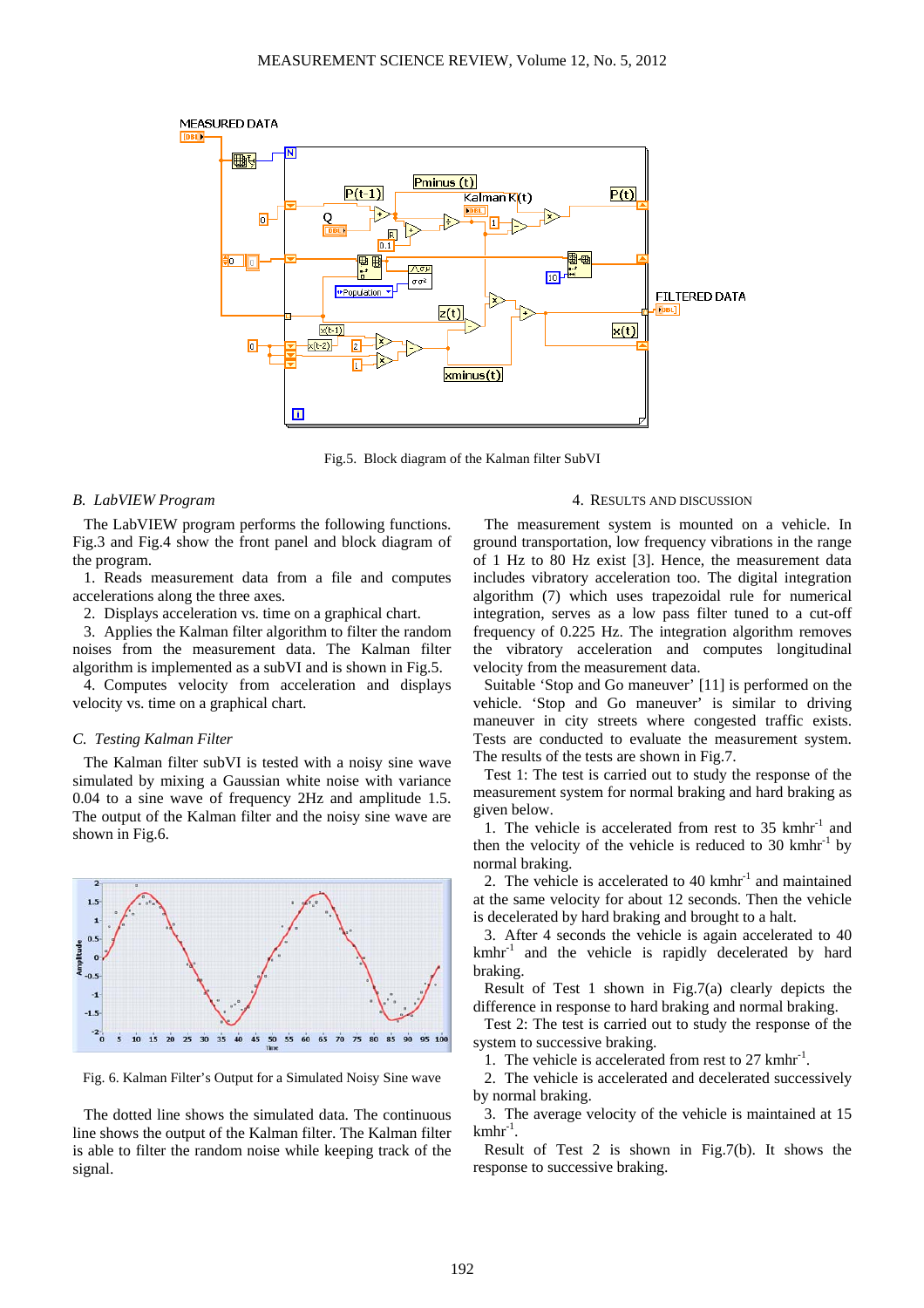Fig.5. Block diagram of the Kalman filter SubVI

### *B. LabVIEW Program*

The LabVIEW program performs the following functions. Fig.3 and Fig.4 show the front panel and block diagram of the program.

1. Reads measurement data from a file and computes accelerations along the three axes.
2. Displays acceleration vs. time on a graphical chart.
3. Applies the Kalman filter algorithm to filter the random noises from the measurement data. The Kalman filter algorithm is implemented as a subVI and is shown in Fig.5.
4. Computes velocity from acceleration and displays velocity vs. time on a graphical chart.

### *C. Testing Kalman Filter*

The Kalman filter subVI is tested with a noisy sine wave simulated by mixing a Gaussian white noise with variance 0.04 to a sine wave of frequency 2Hz and amplitude 1.5. The output of the Kalman filter and the noisy sine wave are shown in Fig.6.

Fig. 6. Kalman Filter's Output for a Simulated Noisy Sine wave

The dotted line shows the simulated data. The continuous line shows the output of the Kalman filter. The Kalman filter is able to filter the random noise while keeping track of the signal.

## 4. RESULTS AND DISCUSSION

The measurement system is mounted on a vehicle. In ground transportation, low frequency vibrations in the range of 1 Hz to 80 Hz exist [3]. Hence, the measurement data includes vibratory acceleration too. The digital integration algorithm (7) which uses trapezoidal rule for numerical integration, serves as a low pass filter tuned to a cut-off frequency of 0.225 Hz. The integration algorithm removes the vibratory acceleration and computes longitudinal velocity from the measurement data.

Suitable 'Stop and Go maneuver' [11] is performed on the vehicle. 'Stop and Go maneuver' is similar to driving maneuver in city streets where congested traffic exists. Tests are conducted to evaluate the measurement system. The results of the tests are shown in Fig.7.

Test 1: The test is carried out to study the response of the measurement system for normal braking and hard braking as given below.

1. The vehicle is accelerated from rest to 35 $kmhr^{-1}$ and then the velocity of the vehicle is reduced to 30 $kmhr^{-1}$ by normal braking.
2. The vehicle is accelerated to 40 $kmhr^{-1}$ and maintained at the same velocity for about 12 seconds. Then the vehicle is decelerated by hard braking and brought to a halt.
3. After 4 seconds the vehicle is again accelerated to 40 $kmhr^{-1}$ and the vehicle is rapidly decelerated by hard braking.

Result of Test 1 shown in Fig.7(a) clearly depicts the difference in response to hard braking and normal braking.

Test 2: The test is carried out to study the response of the system to successive braking.

1. The vehicle is accelerated from rest to 27 $kmhr^{-1}$.
2. The vehicle is accelerated and decelerated successively by normal braking.
3. The average velocity of the vehicle is maintained at 15 $kmhr^{-1}$.

Result of Test 2 is shown in Fig.7(b). It shows the response to successive braking.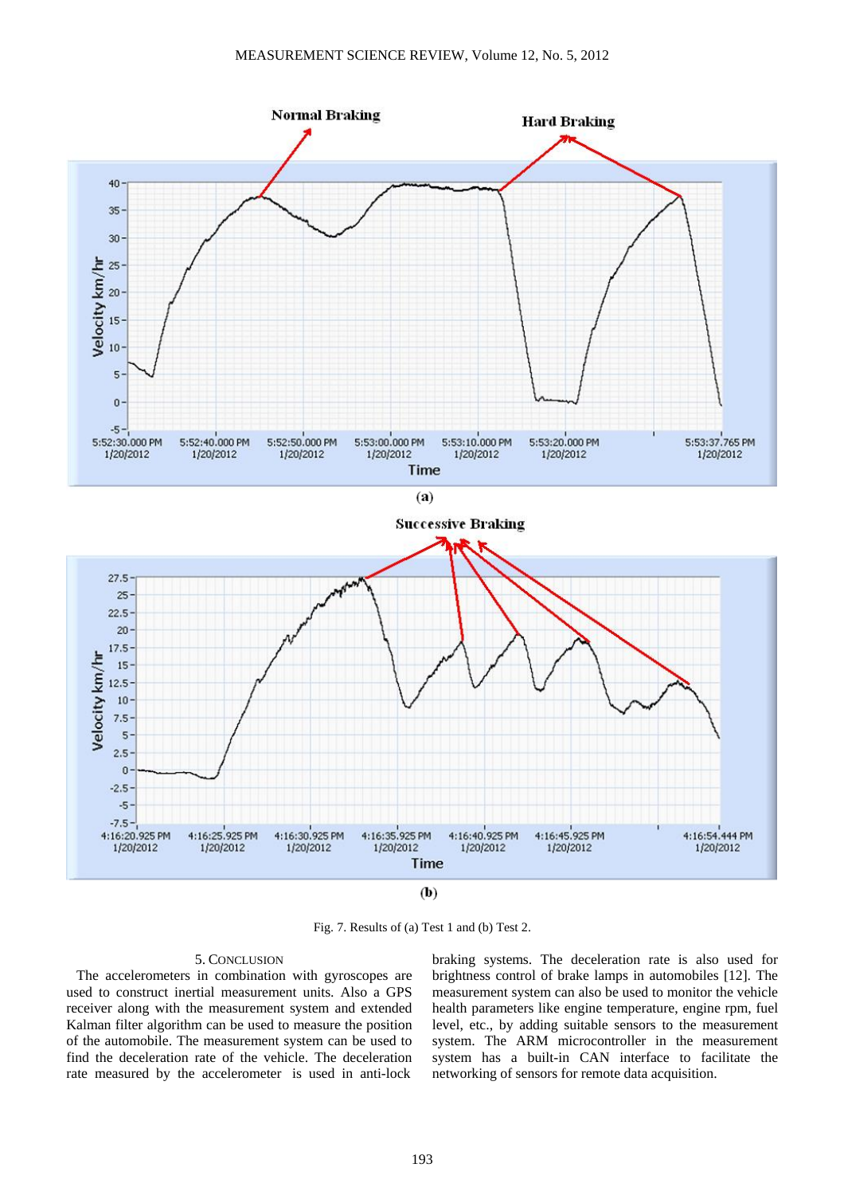Fig. 7. Results of (a) Test 1 and (b) Test 2.

## 5. CONCLUSION

The accelerometers in combination with gyroscopes are used to construct inertial measurement units. Also a GPS receiver along with the measurement system and extended Kalman filter algorithm can be used to measure the position of the automobile. The measurement system can be used to find the deceleration rate of the vehicle. The deceleration rate measured by the accelerometer is used in anti-lock braking systems. The deceleration rate is also used for brightness control of brake lamps in automobiles [12]. The measurement system can also be used to monitor the vehicle health parameters like engine temperature, engine rpm, fuel level, etc., by adding suitable sensors to the measurement system. The ARM microcontroller in the measurement system has a built-in CAN interface to facilitate the networking of sensors for remote data acquisition.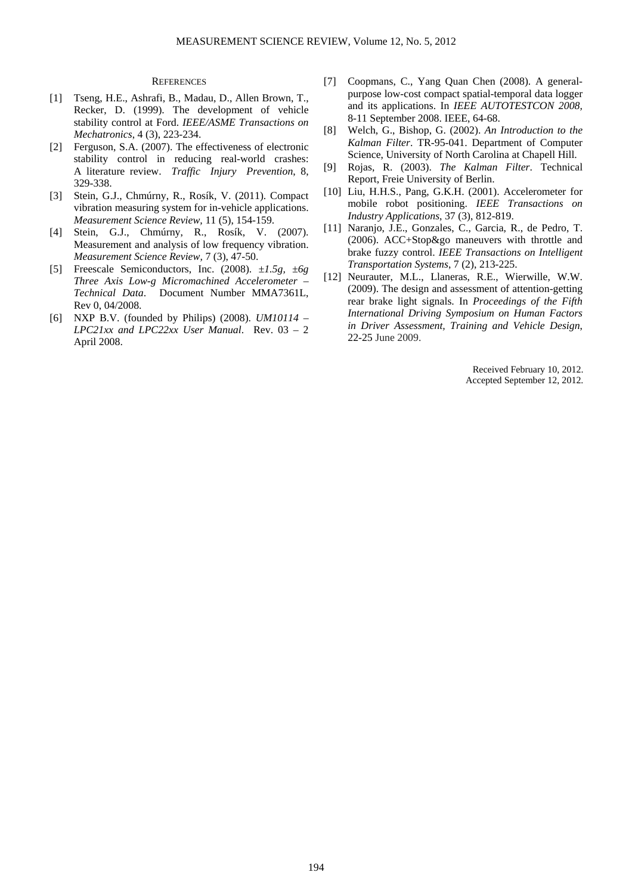## REFERENCES

[1] Tseng, H.E., Ashrafi, B., Madau, D., Allen Brown, T., Recker, D. (1999). The development of vehicle stability control at Ford. *IEEE/ASME Transactions on Mechatronics*, 4 (3), 223-234.

[2] Ferguson, S.A. (2007). The effectiveness of electronic stability control in reducing real-world crashes: A literature review. *Traffic Injury Prevention*, 8, 329-338.

[3] Stein, G.J., Chmúrny, R., Rosík, V. (2011). Compact vibration measuring system for in-vehicle applications. *Measurement Science Review*, 11 (5), 154-159.

[4] Stein, G.J., Chmúrny, R., Rosík, V. (2007). Measurement and analysis of low frequency vibration. *Measurement Science Review*, 7 (3), 47-50.

[5] Freescale Semiconductors, Inc. (2008). *±1.5g, ±6g Three Axis Low-g Micromachined Accelerometer – Technical Data*. Document Number MMA7361L, Rev 0, 04/2008.

[6] NXP B.V. (founded by Philips) (2008). *UM10114 – LPC21xx and LPC22xx User Manual*. Rev. 03 – 2 April 2008.

[7] Coopmans, C., Yang Quan Chen (2008). A general-purpose low-cost compact spatial-temporal data logger and its applications. In *IEEE AUTOTESTCON 2008*, 8-11 September 2008. IEEE, 64-68.

[8] Welch, G., Bishop, G. (2002). *An Introduction to the Kalman Filter*. TR-95-041. Department of Computer Science, University of North Carolina at Chapell Hill.

[9] Rojas, R. (2003). *The Kalman Filter*. Technical Report, Freie University of Berlin.

[10] Liu, H.H.S., Pang, G.K.H. (2001). Accelerometer for mobile robot positioning. *IEEE Transactions on Industry Applications*, 37 (3), 812-819.

[11] Naranjo, J.E., Gonzales, C., Garcia, R., de Pedro, T. (2006). ACC+Stop&go maneuvers with throttle and brake fuzzy control. *IEEE Transactions on Intelligent Transportation Systems*, 7 (2), 213-225.

[12] Neurauter, M.L., Llaneras, R.E., Wierwille, W.W. (2009). The design and assessment of attention-getting rear brake light signals. In *Proceedings of the Fifth International Driving Symposium on Human Factors in Driver Assessment, Training and Vehicle Design*, 22-25 June 2009.

Received February 10, 2012.
Accepted September 12, 2012.